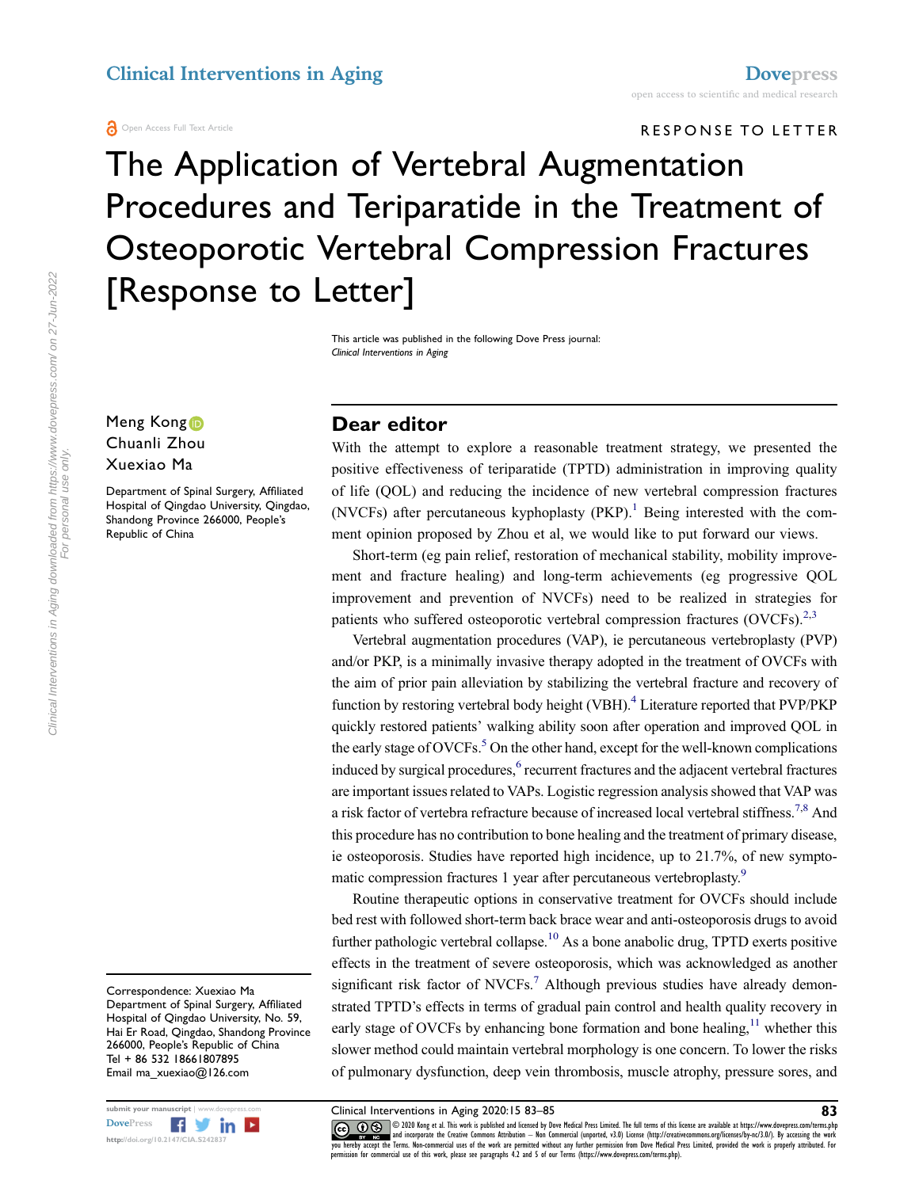RESPONSE TO LETTER

# The Application of Vertebral Augmentation Procedures and Teriparatide in the Treatment of Osteoporotic Vertebral Compression Fractures [Response to Letter]

This article was published in the following Dove Press journal:
*Clinical Interventions in Aging*

Meng Kong
Chuanli Zhou
Xuexiao Ma

Department of Spinal Surgery, Affiliated Hospital of Qingdao University, Qingdao, Shandong Province 266000, People's Republic of China

Correspondence: Xuexiao Ma
Department of Spinal Surgery, Affiliated Hospital of Qingdao University, No. 59, Hai Er Road, Qingdao, Shandong Province 266000, People's Republic of China
Tel + 86 532 18661807895
Email ma_xuexiao@126.com

## Dear editor

With the attempt to explore a reasonable treatment strategy, we presented the positive effectiveness of teriparatide (TPTD) administration in improving quality of life (QOL) and reducing the incidence of new vertebral compression fractures (NVCFs) after percutaneous kyphoplasty (PKP).[1] Being interested with the comment opinion proposed by Zhou et al, we would like to put forward our views.

Short-term (eg pain relief, restoration of mechanical stability, mobility improvement and fracture healing) and long-term achievements (eg progressive QOL improvement and prevention of NVCFs) need to be realized in strategies for patients who suffered osteoporotic vertebral compression fractures (OVCFs).[2,3]

Vertebral augmentation procedures (VAP), ie percutaneous vertebroplasty (PVP) and/or PKP, is a minimally invasive therapy adopted in the treatment of OVCFs with the aim of prior pain alleviation by stabilizing the vertebral fracture and recovery of function by restoring vertebral body height (VBH).[4] Literature reported that PVP/PKP quickly restored patients' walking ability soon after operation and improved QOL in the early stage of OVCFs.[5] On the other hand, except for the well-known complications induced by surgical procedures,[6] recurrent fractures and the adjacent vertebral fractures are important issues related to VAPs. Logistic regression analysis showed that VAP was a risk factor of vertebra refracture because of increased local vertebral stiffness.[7,8] And this procedure has no contribution to bone healing and the treatment of primary disease, ie osteoporosis. Studies have reported high incidence, up to 21.7%, of new symptomatic compression fractures 1 year after percutaneous vertebroplasty.[9]

Routine therapeutic options in conservative treatment for OVCFs should include bed rest with followed short-term back brace wear and anti-osteoporosis drugs to avoid further pathologic vertebral collapse.[10] As a bone anabolic drug, TPTD exerts positive effects in the treatment of severe osteoporosis, which was acknowledged as another significant risk factor of NVCFs.[7] Although previous studies have already demonstrated TPTD's effects in terms of gradual pain control and health quality recovery in early stage of OVCFs by enhancing bone formation and bone healing,[11] whether this slower method could maintain vertebral morphology is one concern. To lower the risks of pulmonary dysfunction, deep vein thrombosis, muscle atrophy, pressure sores, and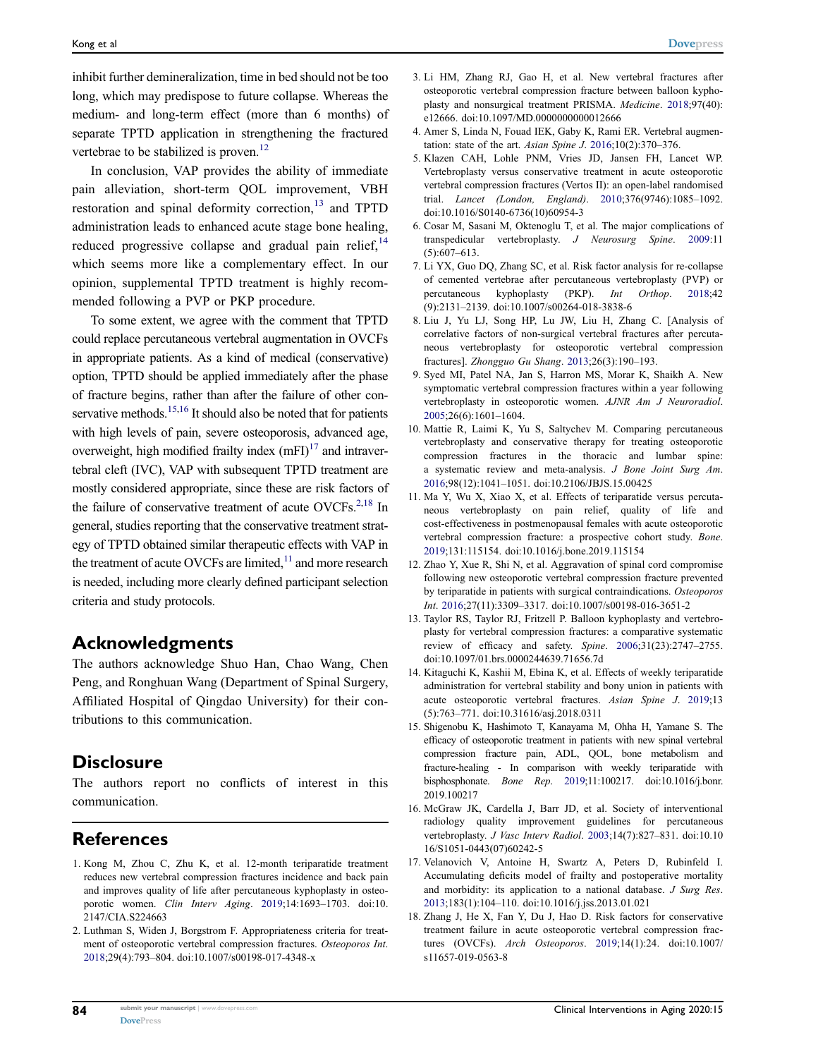inhibit further demineralization, time in bed should not be too long, which may predispose to future collapse. Whereas the medium- and long-term effect (more than 6 months) of separate TPTD application in strengthening the fractured vertebrae to be stabilized is proven.[12]

In conclusion, VAP provides the ability of immediate pain alleviation, short-term QOL improvement, VBH restoration and spinal deformity correction,[13] and TPTD administration leads to enhanced acute stage bone healing, reduced progressive collapse and gradual pain relief,[14] which seems more like a complementary effect. In our opinion, supplemental TPTD treatment is highly recommended following a PVP or PKP procedure.

To some extent, we agree with the comment that TPTD could replace percutaneous vertebral augmentation in OVCFs in appropriate patients. As a kind of medical (conservative) option, TPTD should be applied immediately after the phase of fracture begins, rather than after the failure of other conservative methods.[15,16] It should also be noted that for patients with high levels of pain, severe osteoporosis, advanced age, overweight, high modified frailty index (mFI)[17] and intravertebral cleft (IVC), VAP with subsequent TPTD treatment are mostly considered appropriate, since these are risk factors of the failure of conservative treatment of acute OVCFs.[2,18] In general, studies reporting that the conservative treatment strategy of TPTD obtained similar therapeutic effects with VAP in the treatment of acute OVCFs are limited,[11] and more research is needed, including more clearly defined participant selection criteria and study protocols.

## Acknowledgments

The authors acknowledge Shuo Han, Chao Wang, Chen Peng, and Ronghuan Wang (Department of Spinal Surgery, Affiliated Hospital of Qingdao University) for their contributions to this communication.

## Disclosure

The authors report no conflicts of interest in this communication.

## References

1. Kong M, Zhou C, Zhu K, et al. 12-month teriparatide treatment reduces new vertebral compression fractures incidence and back pain and improves quality of life after percutaneous kyphoplasty in osteoporotic women. *Clin Interv Aging*. 2019;14:1693–1703. doi:10.2147/CIA.S224663
2. Luthman S, Widen J, Borgstrom F. Appropriateness criteria for treatment of osteoporotic vertebral compression fractures. *Osteoporos Int*. 2018;29(4):793–804. doi:10.1007/s00198-017-4348-x
3. Li HM, Zhang RJ, Gao H, et al. New vertebral fractures after osteoporotic vertebral compression fracture between balloon kyphoplasty and nonsurgical treatment PRISMA. *Medicine*. 2018;97(40):e12666. doi:10.1097/MD.0000000000012666
4. Amer S, Linda N, Fouad IEK, Gaby K, Rami ER. Vertebral augmentation: state of the art. *Asian Spine J*. 2016;10(2):370–376.
5. Klazen CAH, Lohle PNM, Vries JD, Jansen FH, Lancet WP. Vertebroplasty versus conservative treatment in acute osteoporotic vertebral compression fractures (Vertos II): an open-label randomised trial. *Lancet (London, England)*. 2010;376(9746):1085–1092. doi:10.1016/S0140-6736(10)60954-3
6. Cosar M, Sasani M, Oktenoglu T, et al. The major complications of transpedicular vertebroplasty. *J Neurosurg Spine*. 2009:11(5):607–613.
7. Li YX, Guo DQ, Zhang SC, et al. Risk factor analysis for re-collapse of cemented vertebrae after percutaneous vertebroplasty (PVP) or percutaneous kyphoplasty (PKP). *Int Orthop*. 2018;42(9):2131–2139. doi:10.1007/s00264-018-3838-6
8. Liu J, Yu LJ, Song HP, Lu JW, Liu H, Zhang C. [Analysis of correlative factors of non-surgical vertebral fractures after percutaneous vertebroplasty for osteoporotic vertebral compression fractures]. *Zhongguo Gu Shang*. 2013;26(3):190–193.
9. Syed MI, Patel NA, Jan S, Harron MS, Morar K, Shaikh A. New symptomatic vertebral compression fractures within a year following vertebroplasty in osteoporotic women. *AJNR Am J Neuroradiol*. 2005;26(6):1601–1604.
10. Mattie R, Laimi K, Yu S, Saltychev M. Comparing percutaneous vertebroplasty and conservative therapy for treating osteoporotic compression fractures in the thoracic and lumbar spine: a systematic review and meta-analysis. *J Bone Joint Surg Am*. 2016;98(12):1041–1051. doi:10.2106/JBJS.15.00425
11. Ma Y, Wu X, Xiao X, et al. Effects of teriparatide versus percutaneous vertebroplasty on pain relief, quality of life and cost-effectiveness in postmenopausal females with acute osteoporotic vertebral compression fracture: a prospective cohort study. *Bone*. 2019;131:115154. doi:10.1016/j.bone.2019.115154
12. Zhao Y, Xue R, Shi N, et al. Aggravation of spinal cord compromise following new osteoporotic vertebral compression fracture prevented by teriparatide in patients with surgical contraindications. *Osteoporos Int*. 2016;27(11):3309–3317. doi:10.1007/s00198-016-3651-2
13. Taylor RS, Taylor RJ, Fritzell P. Balloon kyphoplasty and vertebroplasty for vertebral compression fractures: a comparative systematic review of efficacy and safety. *Spine*. 2006;31(23):2747–2755. doi:10.1097/01.brs.0000244639.71656.7d
14. Kitaguchi K, Kashii M, Ebina K, et al. Effects of weekly teriparatide administration for vertebral stability and bony union in patients with acute osteoporotic vertebral fractures. *Asian Spine J*. 2019;13(5):763–771. doi:10.31616/asj.2018.0311
15. Shigenobu K, Hashimoto T, Kanayama M, Ohha H, Yamane S. The efficacy of osteoporotic treatment in patients with new spinal vertebral compression fracture pain, ADL, QOL, bone metabolism and fracture-healing - In comparison with weekly teriparatide with bisphosphonate. *Bone Rep*. 2019;11:100217. doi:10.1016/j.bonr.2019.100217
16. McGraw JK, Cardella J, Barr JD, et al. Society of interventional radiology quality improvement guidelines for percutaneous vertebroplasty. *J Vasc Interv Radiol*. 2003;14(7):827–831. doi:10.1016/S1051-0443(07)60242-5
17. Velanovich V, Antoine H, Swartz A, Peters D, Rubinfeld I. Accumulating deficits model of frailty and postoperative mortality and morbidity: its application to a national database. *J Surg Res*. 2013;183(1):104–110. doi:10.1016/j.jss.2013.01.021
18. Zhang J, He X, Fan Y, Du J, Hao D. Risk factors for conservative treatment failure in acute osteoporotic vertebral compression fractures (OVCFs). *Arch Osteoporos*. 2019;14(1):24. doi:10.1007/s11657-019-0563-8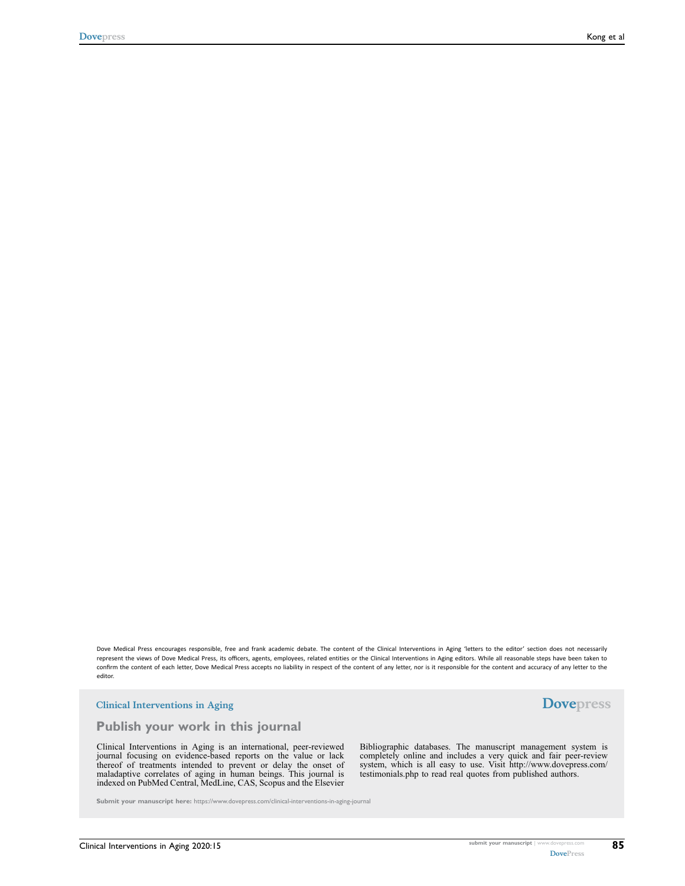Dove Medical Press encourages responsible, free and frank academic debate. The content of the Clinical Interventions in Aging 'letters to the editor' section does not necessarily represent the views of Dove Medical Press, its officers, agents, employees, related entities or the Clinical Interventions in Aging editors. While all reasonable steps have been taken to confirm the content of each letter, Dove Medical Press accepts no liability in respect of the content of any letter, nor is it responsible for the content and accuracy of any letter to the editor.

**Clinical Interventions in Aging**

## Publish your work in this journal

Clinical Interventions in Aging is an international, peer-reviewed journal focusing on evidence-based reports on the value or lack thereof of treatments intended to prevent or delay the onset of maladaptive correlates of aging in human beings. This journal is indexed on PubMed Central, MedLine, CAS, Scopus and the Elsevier Bibliographic databases. The manuscript management system is completely online and includes a very quick and fair peer-review system, which is all easy to use. Visit http://www.dovepress.com/testimonials.php to read real quotes from published authors.

**Submit your manuscript here:** https://www.dovepress.com/clinical-interventions-in-aging-journal